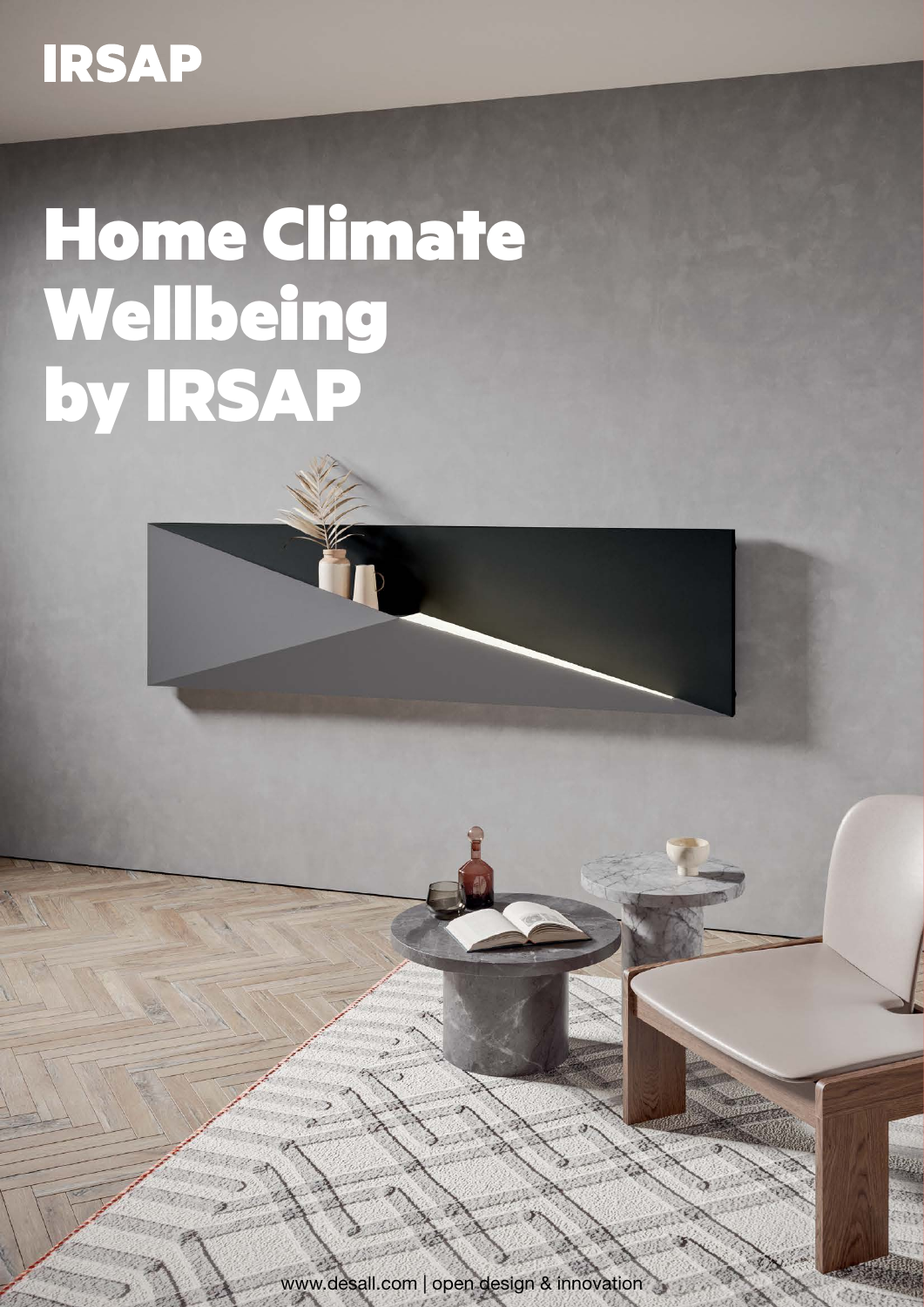IRSAP

# Home Climate Wellbeing by IRSAP

www.desall.com | open design & innovation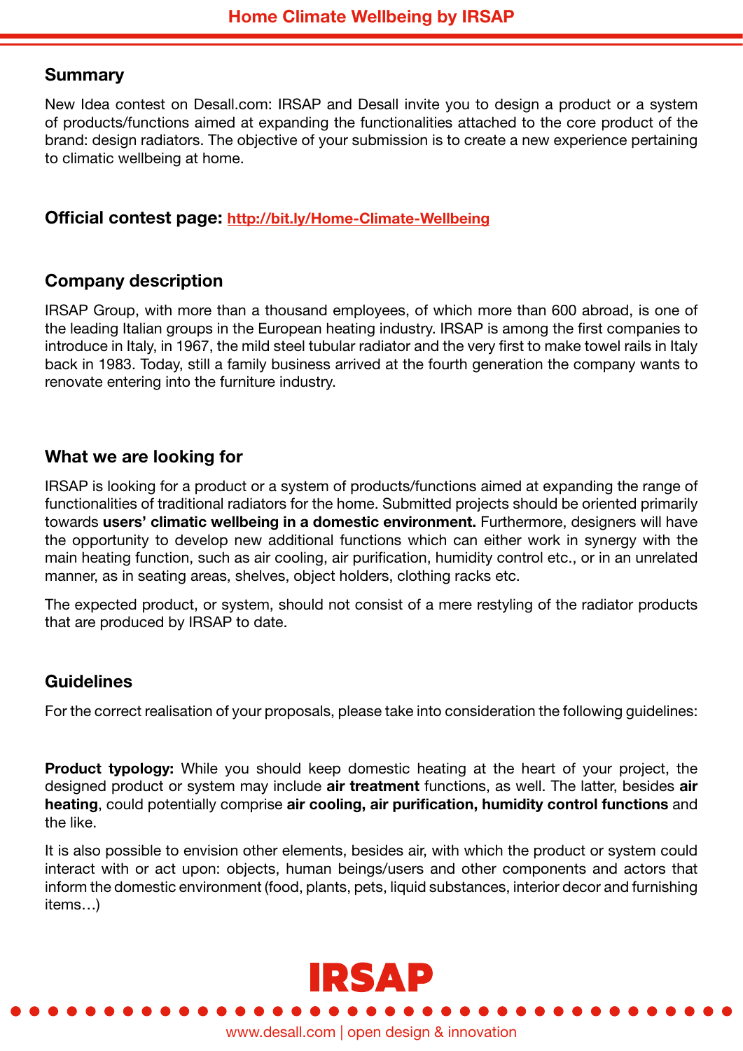## Summary

New Idea contest on Desall.com: IRSAP and Desall invite you to design a product or a system of products/functions aimed at expanding the functionalities attached to the core product of the brand: design radiators. The objective of your submission is to create a new experience pertaining to climatic wellbeing at home.

**Official contest page:** [http://bit.ly/Home-Climate-Wellbeing](http://bit.ly/Home-Climate-Wellbeing)

## Company description

IRSAP Group, with more than a thousand employees, of which more than 600 abroad, is one of the leading Italian groups in the European heating industry. IRSAP is among the first companies to introduce in Italy, in 1967, the mild steel tubular radiator and the very first to make towel rails in Italy back in 1983. Today, still a family business arrived at the fourth generation the company wants to renovate entering into the furniture industry.

## What we are looking for

IRSAP is looking for a product or a system of products/functions aimed at expanding the range of functionalities of traditional radiators for the home. Submitted projects should be oriented primarily towards **users' climatic wellbeing in a domestic environment.** Furthermore, designers will have the opportunity to develop new additional functions which can either work in synergy with the main heating function, such as air cooling, air purification, humidity control etc., or in an unrelated manner, as in seating areas, shelves, object holders, clothing racks etc.

The expected product, or system, should not consist of a mere restyling of the radiator products that are produced by IRSAP to date.

## Guidelines

For the correct realisation of your proposals, please take into consideration the following guidelines:

**Product typology:** While you should keep domestic heating at the heart of your project, the designed product or system may include **air treatment** functions, as well. The latter, besides **air heating**, could potentially comprise **air cooling, air purification, humidity control functions** and the like.

It is also possible to envision other elements, besides air, with which the product or system could interact with or act upon: objects, human beings/users and other components and actors that inform the domestic environment (food, plants, pets, liquid substances, interior decor and furnishing items…)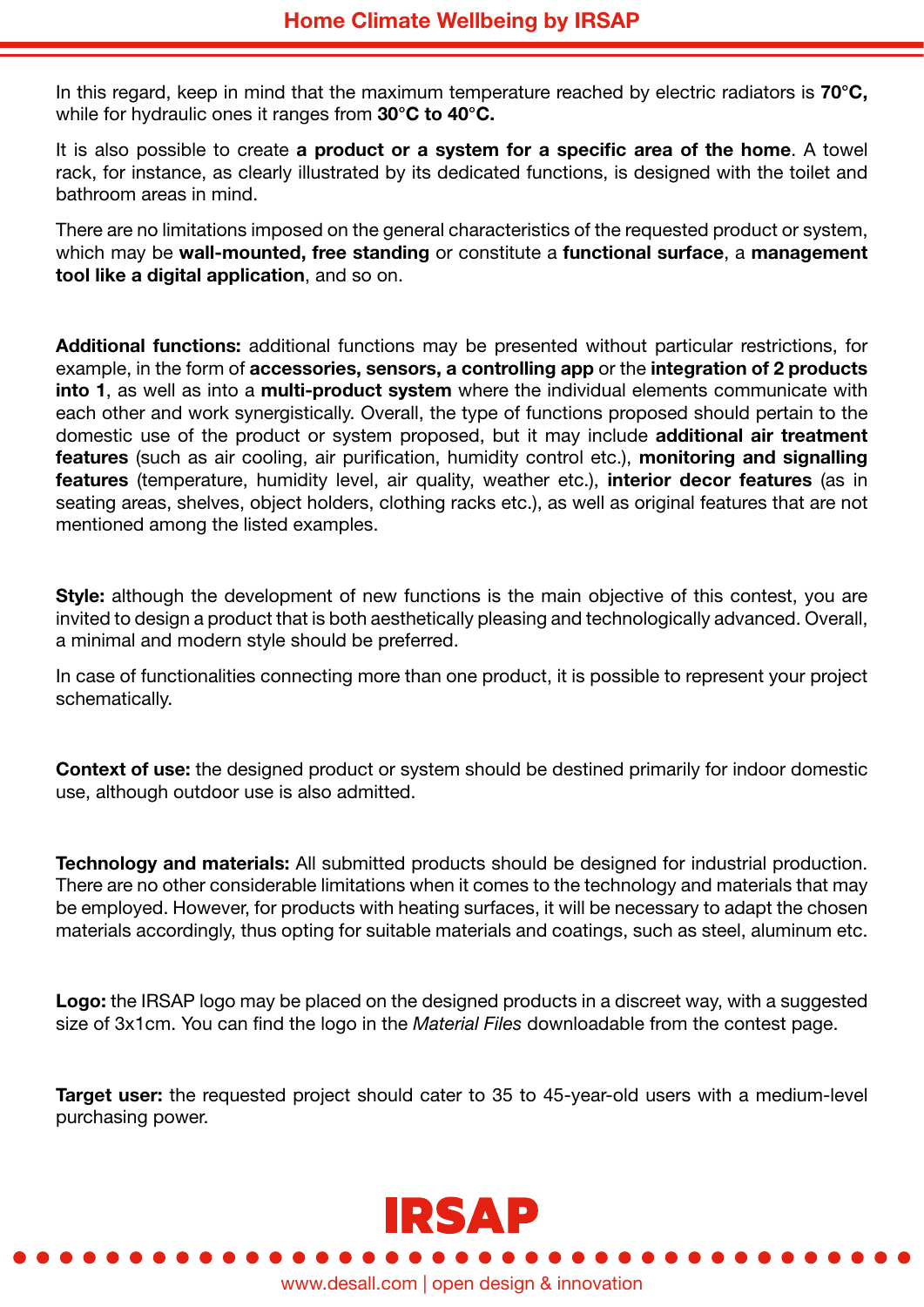In this regard, keep in mind that the maximum temperature reached by electric radiators is **70°C,** while for hydraulic ones it ranges from **30°C to 40°C.**

It is also possible to create **a product or a system for a specific area of the home**. A towel rack, for instance, as clearly illustrated by its dedicated functions, is designed with the toilet and bathroom areas in mind.

There are no limitations imposed on the general characteristics of the requested product or system, which may be **wall-mounted, free standing** or constitute a **functional surface**, a **management tool like a digital application**, and so on.

**Additional functions:** additional functions may be presented without particular restrictions, for example, in the form of **accessories, sensors, a controlling app** or the **integration of 2 products into 1**, as well as into a **multi-product system** where the individual elements communicate with each other and work synergistically. Overall, the type of functions proposed should pertain to the domestic use of the product or system proposed, but it may include **additional air treatment features** (such as air cooling, air purification, humidity control etc.), **monitoring and signalling features** (temperature, humidity level, air quality, weather etc.), **interior decor features** (as in seating areas, shelves, object holders, clothing racks etc.), as well as original features that are not mentioned among the listed examples.

**Style:** although the development of new functions is the main objective of this contest, you are invited to design a product that is both aesthetically pleasing and technologically advanced. Overall, a minimal and modern style should be preferred.

In case of functionalities connecting more than one product, it is possible to represent your project schematically.

**Context of use:** the designed product or system should be destined primarily for indoor domestic use, although outdoor use is also admitted.

**Technology and materials:** All submitted products should be designed for industrial production. There are no other considerable limitations when it comes to the technology and materials that may be employed. However, for products with heating surfaces, it will be necessary to adapt the chosen materials accordingly, thus opting for suitable materials and coatings, such as steel, aluminum etc.

**Logo:** the IRSAP logo may be placed on the designed products in a discreet way, with a suggested size of 3x1cm. You can find the logo in the *Material Files* downloadable from the contest page.

**Target user:** the requested project should cater to 35 to 45-year-old users with a medium-level purchasing power.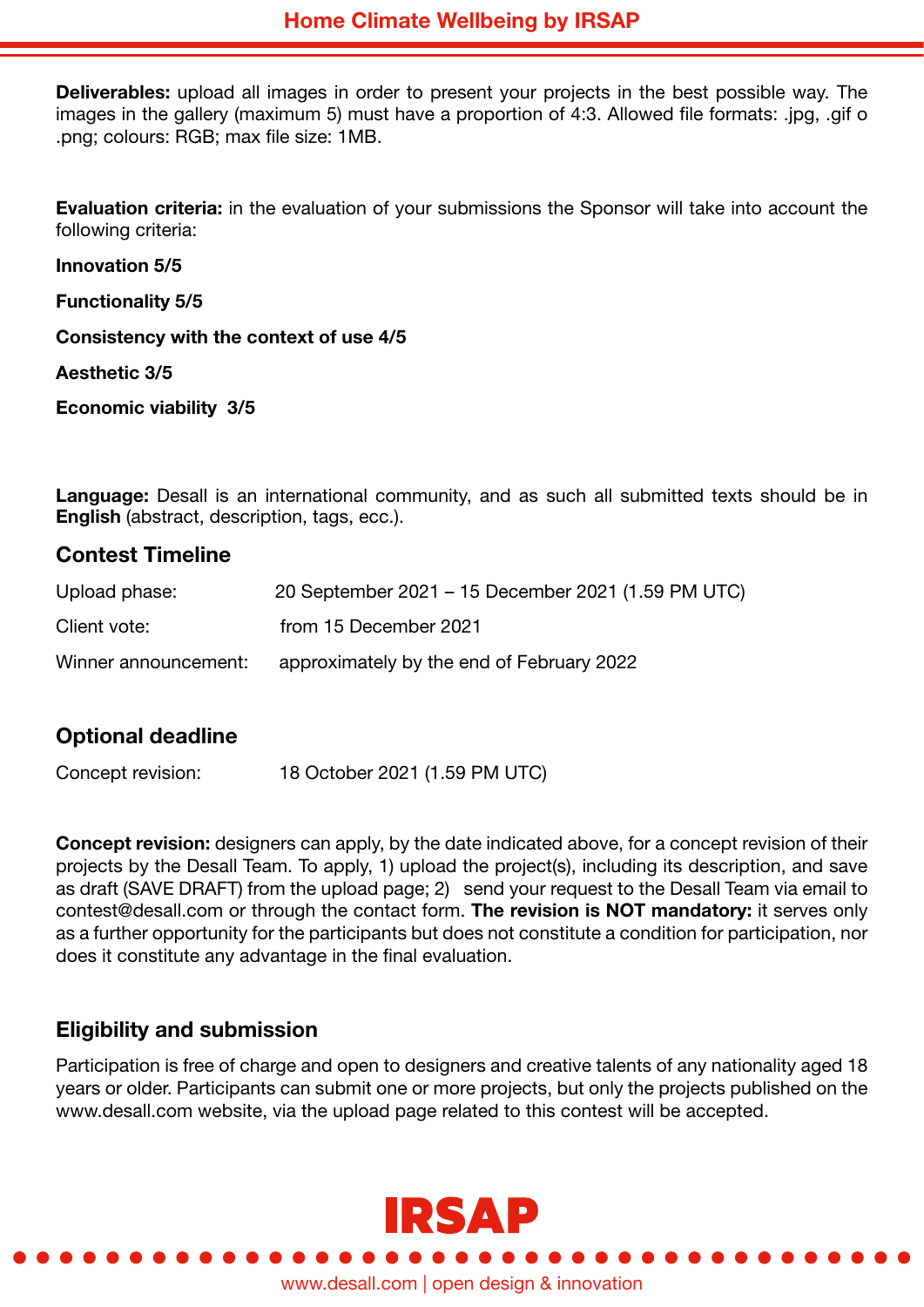**Deliverables:** upload all images in order to present your projects in the best possible way. The images in the gallery (maximum 5) must have a proportion of 4:3. Allowed file formats: .jpg, .gif o .png; colours: RGB; max file size: 1MB.

**Evaluation criteria:** in the evaluation of your submissions the Sponsor will take into account the following criteria:

**Innovation 5/5**

**Functionality 5/5**

**Consistency with the context of use 4/5**

**Aesthetic 3/5**

**Economic viability 3/5**

**Language:** Desall is an international community, and as such all submitted texts should be in **English** (abstract, description, tags, ecc.).

## Contest Timeline

| | |
|---|---|
| Upload phase: | 20 September 2021 – 15 December 2021 (1.59 PM UTC) |
| Client vote: | from 15 December 2021 |
| Winner announcement: | approximately by the end of February 2022 |

## Optional deadline

| | |
|---|---|
| Concept revision: | 18 October 2021 (1.59 PM UTC) |

**Concept revision:** designers can apply, by the date indicated above, for a concept revision of their projects by the Desall Team. To apply, 1) upload the project(s), including its description, and save as draft (SAVE DRAFT) from the upload page; 2) send your request to the Desall Team via email to contest@desall.com or through the contact form. **The revision is NOT mandatory:** it serves only as a further opportunity for the participants but does not constitute a condition for participation, nor does it constitute any advantage in the final evaluation.

## Eligibility and submission

Participation is free of charge and open to designers and creative talents of any nationality aged 18 years or older. Participants can submit one or more projects, but only the projects published on the www.desall.com website, via the upload page related to this contest will be accepted.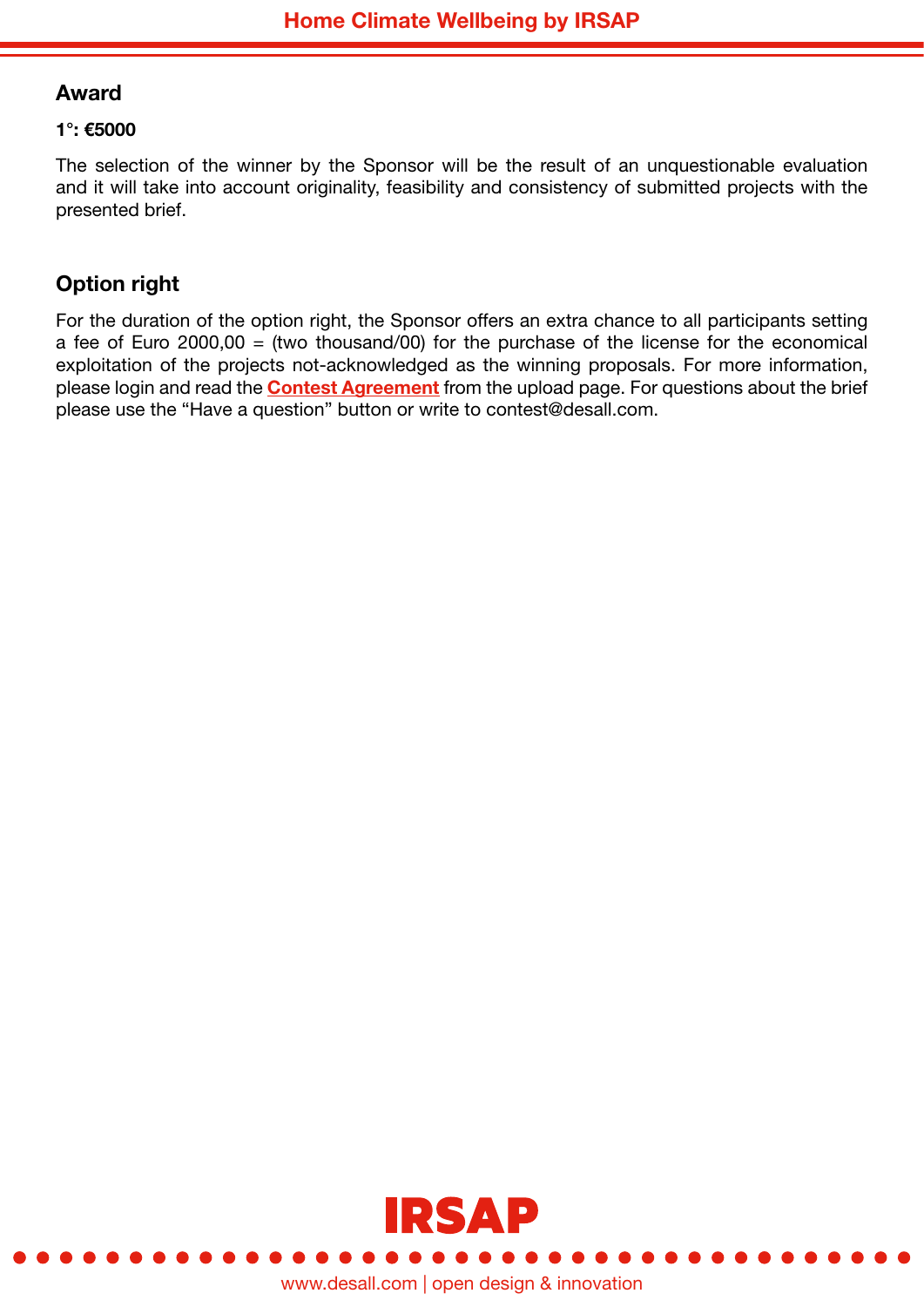## Award

**1°: €5000**

The selection of the winner by the Sponsor will be the result of an unquestionable evaluation and it will take into account originality, feasibility and consistency of submitted projects with the presented brief.

## Option right

For the duration of the option right, the Sponsor offers an extra chance to all participants setting a fee of Euro 2000,00 = (two thousand/00) for the purchase of the license for the economical exploitation of the projects not-acknowledged as the winning proposals. For more information, please login and read the **Contest Agreement** from the upload page. For questions about the brief please use the “Have a question” button or write to contest@desall.com.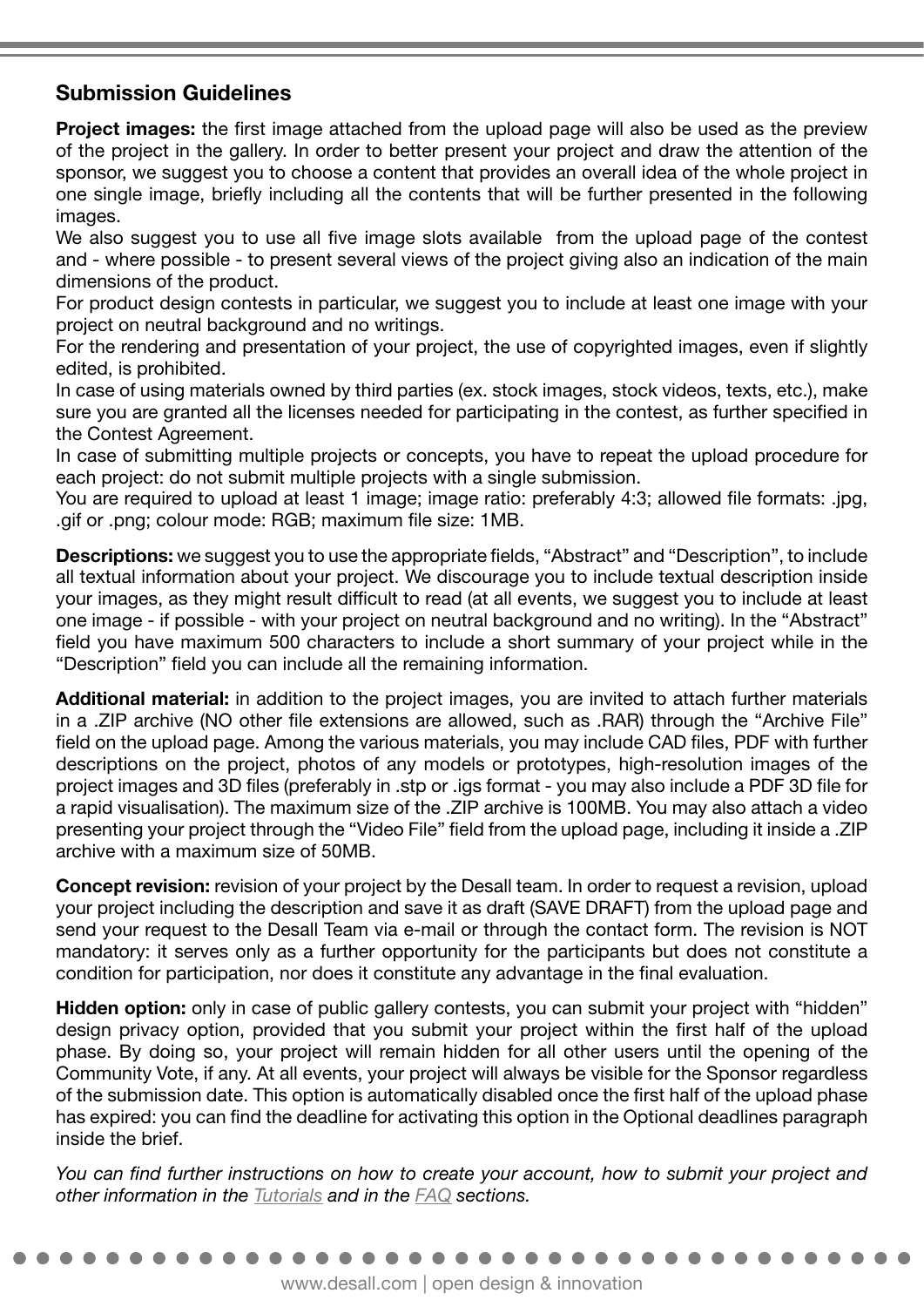## Submission Guidelines

**Project images:** the first image attached from the upload page will also be used as the preview of the project in the gallery. In order to better present your project and draw the attention of the sponsor, we suggest you to choose a content that provides an overall idea of the whole project in one single image, briefly including all the contents that will be further presented in the following images.
We also suggest you to use all five image slots available from the upload page of the contest and - where possible - to present several views of the project giving also an indication of the main dimensions of the product.
For product design contests in particular, we suggest you to include at least one image with your project on neutral background and no writings.
For the rendering and presentation of your project, the use of copyrighted images, even if slightly edited, is prohibited.
In case of using materials owned by third parties (ex. stock images, stock videos, texts, etc.), make sure you are granted all the licenses needed for participating in the contest, as further specified in the Contest Agreement.
In case of submitting multiple projects or concepts, you have to repeat the upload procedure for each project: do not submit multiple projects with a single submission.
You are required to upload at least 1 image; image ratio: preferably 4:3; allowed file formats: .jpg, .gif or .png; colour mode: RGB; maximum file size: 1MB.

**Descriptions:** we suggest you to use the appropriate fields, “Abstract” and “Description”, to include all textual information about your project. We discourage you to include textual description inside your images, as they might result difficult to read (at all events, we suggest you to include at least one image - if possible - with your project on neutral background and no writing). In the “Abstract” field you have maximum 500 characters to include a short summary of your project while in the “Description” field you can include all the remaining information.

**Additional material:** in addition to the project images, you are invited to attach further materials in a .ZIP archive (NO other file extensions are allowed, such as .RAR) through the “Archive File” field on the upload page. Among the various materials, you may include CAD files, PDF with further descriptions on the project, photos of any models or prototypes, high-resolution images of the project images and 3D files (preferably in .stp or .igs format - you may also include a PDF 3D file for a rapid visualisation). The maximum size of the .ZIP archive is 100MB. You may also attach a video presenting your project through the “Video File” field from the upload page, including it inside a .ZIP archive with a maximum size of 50MB.

**Concept revision:** revision of your project by the Desall team. In order to request a revision, upload your project including the description and save it as draft (SAVE DRAFT) from the upload page and send your request to the Desall Team via e-mail or through the contact form. The revision is NOT mandatory: it serves only as a further opportunity for the participants but does not constitute a condition for participation, nor does it constitute any advantage in the final evaluation.

**Hidden option:** only in case of public gallery contests, you can submit your project with “hidden” design privacy option, provided that you submit your project within the first half of the upload phase. By doing so, your project will remain hidden for all other users until the opening of the Community Vote, if any. At all events, your project will always be visible for the Sponsor regardless of the submission date. This option is automatically disabled once the first half of the upload phase has expired: you can find the deadline for activating this option in the Optional deadlines paragraph inside the brief.

*You can find further instructions on how to create your account, how to submit your project and other information in the Tutorials and in the FAQ sections.*